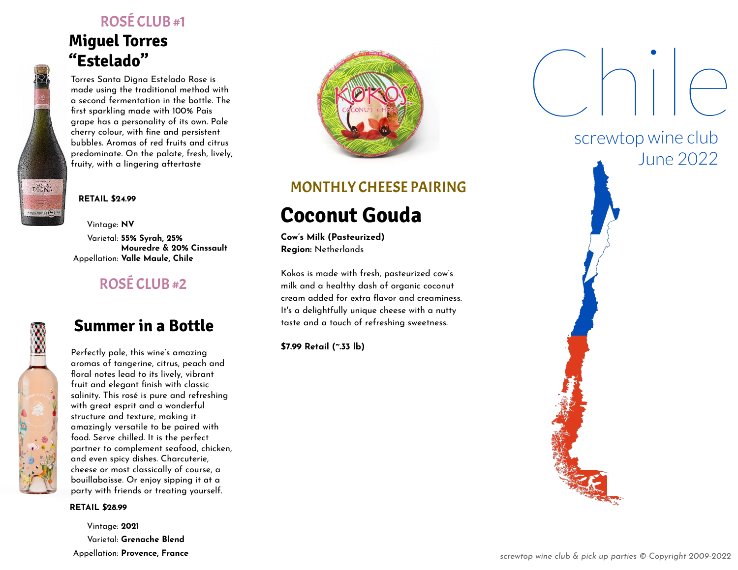# Chile

screwtop wine club
June 2022

## ROSÉ CLUB #1

### Miguel Torres "Estelado"

Torres Santa Digna Estelado Rose is made using the traditional method with a second fermentation in the bottle. The first sparkling made with 100% Pais grape has a personality of its own. Pale cherry colour, with fine and persistent bubbles. Aromas of red fruits and citrus predominate. On the palate, fresh, lively, fruity, with a lingering aftertaste

**RETAIL $24.99**

Vintage: **NV**
Varietal: **55% Syrah, 25% Mouredre & 20% Cinssault**
Appellation: **Valle Maule, Chile**

## ROSÉ CLUB #2

### Summer in a Bottle

Perfectly pale, this wine's amazing aromas of tangerine, citrus, peach and floral notes lead to its lively, vibrant fruit and elegant finish with classic salinity. This rosé is pure and refreshing with great esprit and a wonderful structure and texture, making it amazingly versatile to be paired with food. Serve chilled. It is the perfect partner to complement seafood, chicken, and even spicy dishes. Charcuterie, cheese or most classically of course, a bouillabaisse. Or enjoy sipping it at a party with friends or treating yourself.

**RETAIL $28.99**

Vintage: **2021**
Varietal: **Grenache Blend**
Appellation: **Provence, France**

## MONTHLY CHEESE PAIRING

### Coconut Gouda

**Cow's Milk (Pasteurized)**
**Region:** Netherlands

Kokos is made with fresh, pasteurized cow's milk and a healthy dash of organic coconut cream added for extra flavor and creaminess. It's a delightfully unique cheese with a nutty taste and a touch of refreshing sweetness.

**$7.99 Retail (~.33 lb)**

*screwtop wine club & pick up parties © Copyright 2009-2022*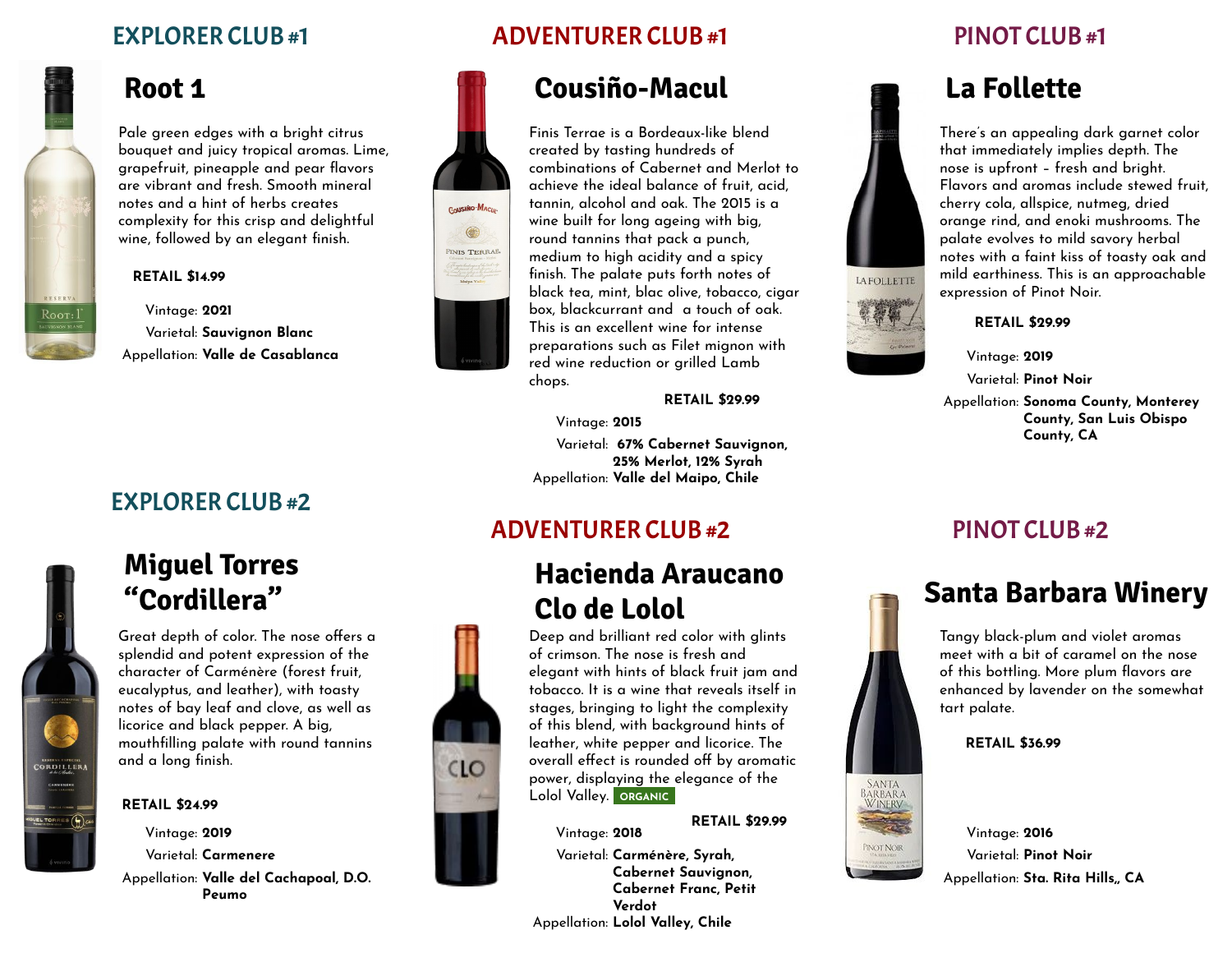## EXPLORER CLUB #1

### Root 1

Pale green edges with a bright citrus bouquet and juicy tropical aromas. Lime, grapefruit, pineapple and pear flavors are vibrant and fresh. Smooth mineral notes and a hint of herbs creates complexity for this crisp and delightful wine, followed by an elegant finish.

**RETAIL $14.99**

Vintage: **2021**
Varietal: **Sauvignon Blanc**
Appellation: **Valle de Casablanca**

## EXPLORER CLUB #2

### Miguel Torres "Cordillera"

Great depth of color. The nose offers a splendid and potent expression of the character of Carménère (forest fruit, eucalyptus, and leather), with toasty notes of bay leaf and clove, as well as licorice and black pepper. A big, mouthfilling palate with round tannins and a long finish.

**RETAIL $24.99**

Vintage: **2019**
Varietal: **Carmenere**
Appellation: **Valle del Cachapoal, D.O. Peumo**

## ADVENTURER CLUB #1

### Cousiño-Macul

Finis Terrae is a Bordeaux-like blend created by tasting hundreds of combinations of Cabernet and Merlot to achieve the ideal balance of fruit, acid, tannin, alcohol and oak. The 2015 is a wine built for long ageing with big, round tannins that pack a punch, medium to high acidity and a spicy finish. The palate puts forth notes of black tea, mint, blac olive, tobacco, cigar box, blackcurrant and a touch of oak. This is an excellent wine for intense preparations such as Filet mignon with red wine reduction or grilled Lamb chops.

**RETAIL $29.99**

Vintage: **2015**
Varietal: **67% Cabernet Sauvignon, 25% Merlot, 12% Syrah**
Appellation: **Valle del Maipo, Chile**

## ADVENTURER CLUB #2

### Hacienda Araucano Clo de Lolol

Deep and brilliant red color with glints of crimson. The nose is fresh and elegant with hints of black fruit jam and tobacco. It is a wine that reveals itself in stages, bringing to light the complexity of this blend, with background hints of leather, white pepper and licorice. The overall effect is rounded off by aromatic power, displaying the elegance of the Lolol Valley. **ORGANIC**

**RETAIL $29.99**

Vintage: **2018**
Varietal: **Carménère, Syrah, Cabernet Sauvignon, Cabernet Franc, Petit Verdot**
Appellation: **Lolol Valley, Chile**

## PINOT CLUB #1

### La Follette

There's an appealing dark garnet color that immediately implies depth. The nose is upfront – fresh and bright. Flavors and aromas include stewed fruit, cherry cola, allspice, nutmeg, dried orange rind, and enoki mushrooms. The palate evolves to mild savory herbal notes with a faint kiss of toasty oak and mild earthiness. This is an approachable expression of Pinot Noir.

**RETAIL $29.99**

Vintage: **2019**
Varietal: **Pinot Noir**
Appellation: **Sonoma County, Monterey County, San Luis Obispo County, CA**

## PINOT CLUB #2

### Santa Barbara Winery

Tangy black-plum and violet aromas meet with a bit of caramel on the nose of this bottling. More plum flavors are enhanced by lavender on the somewhat tart palate.

**RETAIL $36.99**

Vintage: **2016**
Varietal: **Pinot Noir**
Appellation: **Sta. Rita Hills,, CA**